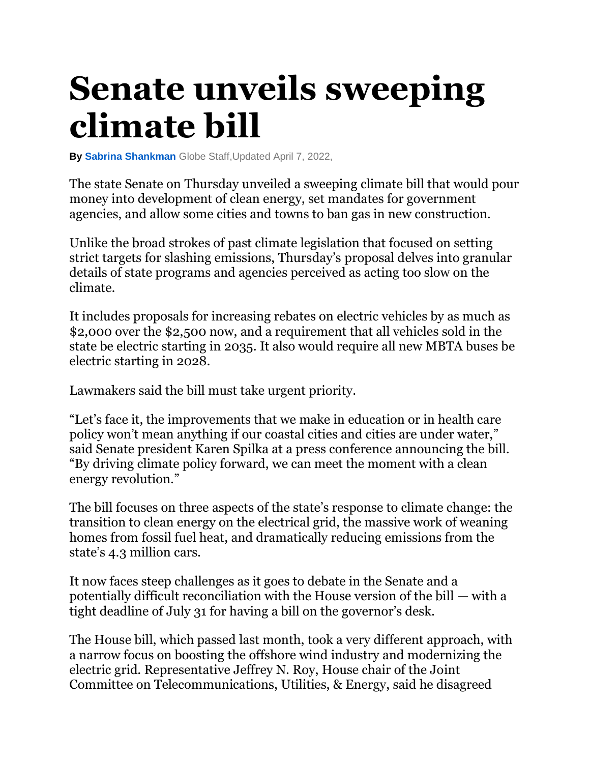# Senate unveils sweeping climate bill

**By** Sabrina Shankman Globe Staff,Updated April 7, 2022,

The state Senate on Thursday unveiled a sweeping climate bill that would pour money into development of clean energy, set mandates for government agencies, and allow some cities and towns to ban gas in new construction.

Unlike the broad strokes of past climate legislation that focused on setting strict targets for slashing emissions, Thursday's proposal delves into granular details of state programs and agencies perceived as acting too slow on the climate.

It includes proposals for increasing rebates on electric vehicles by as much as $2,000 over the $2,500 now, and a requirement that all vehicles sold in the state be electric starting in 2035. It also would require all new MBTA buses be electric starting in 2028.

Lawmakers said the bill must take urgent priority.

"Let's face it, the improvements that we make in education or in health care policy won't mean anything if our coastal cities and cities are under water," said Senate president Karen Spilka at a press conference announcing the bill. "By driving climate policy forward, we can meet the moment with a clean energy revolution."

The bill focuses on three aspects of the state's response to climate change: the transition to clean energy on the electrical grid, the massive work of weaning homes from fossil fuel heat, and dramatically reducing emissions from the state's 4.3 million cars.

It now faces steep challenges as it goes to debate in the Senate and a potentially difficult reconciliation with the House version of the bill — with a tight deadline of July 31 for having a bill on the governor's desk.

The House bill, which passed last month, took a very different approach, with a narrow focus on boosting the offshore wind industry and modernizing the electric grid. Representative Jeffrey N. Roy, House chair of the Joint Committee on Telecommunications, Utilities, & Energy, said he disagreed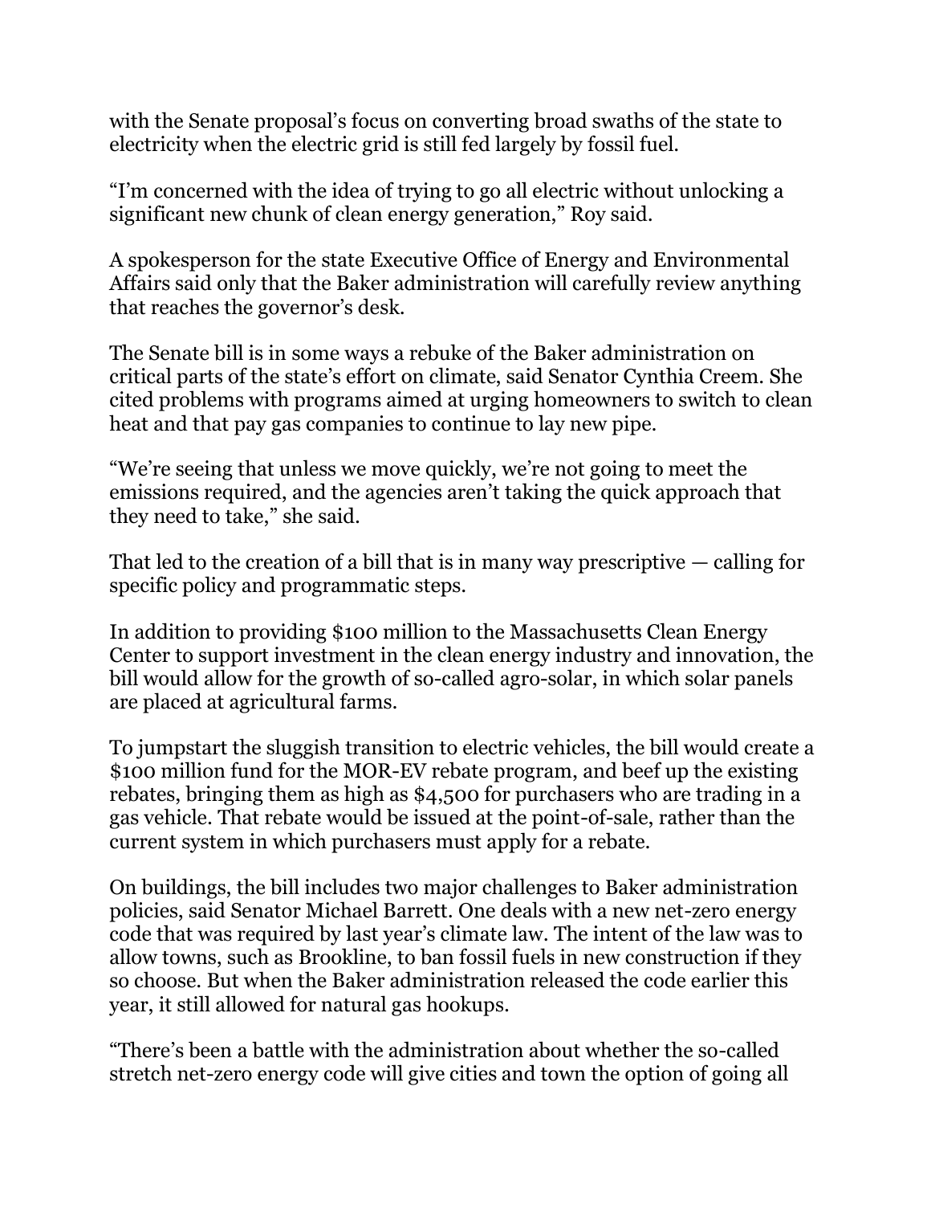with the Senate proposal's focus on converting broad swaths of the state to electricity when the electric grid is still fed largely by fossil fuel.

"I'm concerned with the idea of trying to go all electric without unlocking a significant new chunk of clean energy generation," Roy said.

A spokesperson for the state Executive Office of Energy and Environmental Affairs said only that the Baker administration will carefully review anything that reaches the governor's desk.

The Senate bill is in some ways a rebuke of the Baker administration on critical parts of the state's effort on climate, said Senator Cynthia Creem. She cited problems with programs aimed at urging homeowners to switch to clean heat and that pay gas companies to continue to lay new pipe.

"We're seeing that unless we move quickly, we're not going to meet the emissions required, and the agencies aren't taking the quick approach that they need to take," she said.

That led to the creation of a bill that is in many way prescriptive — calling for specific policy and programmatic steps.

In addition to providing $100 million to the Massachusetts Clean Energy Center to support investment in the clean energy industry and innovation, the bill would allow for the growth of so-called agro-solar, in which solar panels are placed at agricultural farms.

To jumpstart the sluggish transition to electric vehicles, the bill would create a $100 million fund for the MOR-EV rebate program, and beef up the existing rebates, bringing them as high as $4,500 for purchasers who are trading in a gas vehicle. That rebate would be issued at the point-of-sale, rather than the current system in which purchasers must apply for a rebate.

On buildings, the bill includes two major challenges to Baker administration policies, said Senator Michael Barrett. One deals with a new net-zero energy code that was required by last year's climate law. The intent of the law was to allow towns, such as Brookline, to ban fossil fuels in new construction if they so choose. But when the Baker administration released the code earlier this year, it still allowed for natural gas hookups.

"There's been a battle with the administration about whether the so-called stretch net-zero energy code will give cities and town the option of going all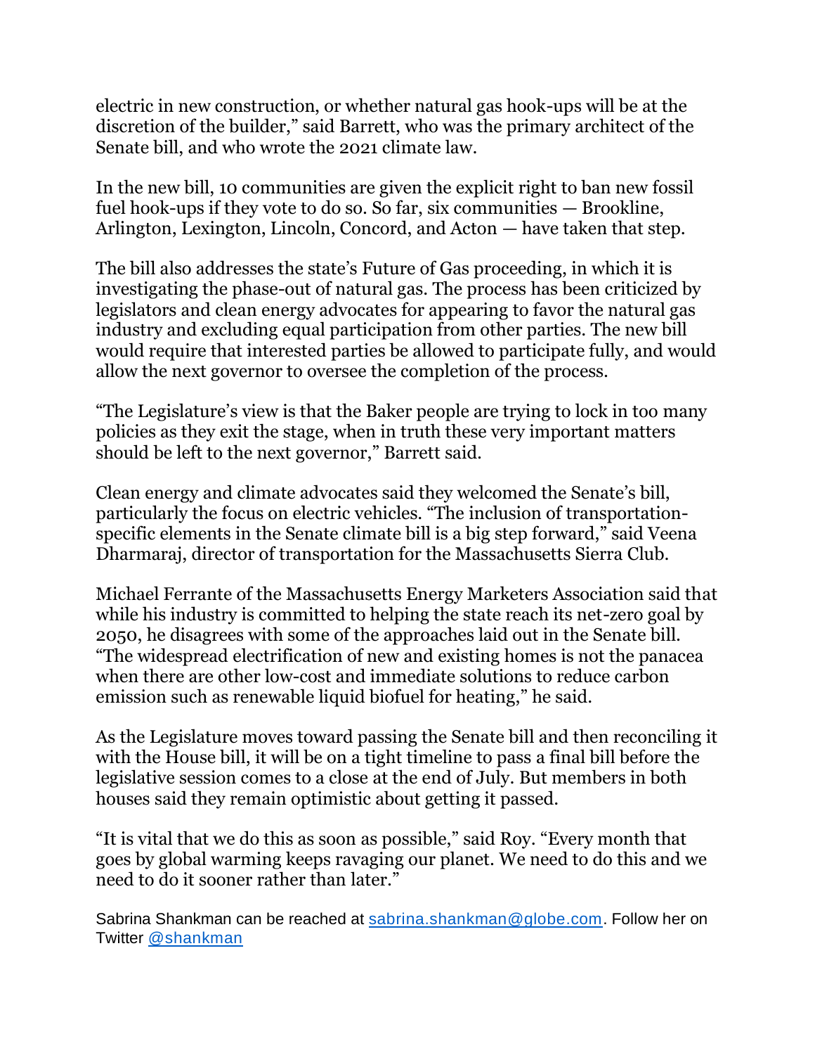electric in new construction, or whether natural gas hook-ups will be at the discretion of the builder," said Barrett, who was the primary architect of the Senate bill, and who wrote the 2021 climate law.

In the new bill, 10 communities are given the explicit right to ban new fossil fuel hook-ups if they vote to do so. So far, six communities — Brookline, Arlington, Lexington, Lincoln, Concord, and Acton — have taken that step.

The bill also addresses the state's Future of Gas proceeding, in which it is investigating the phase-out of natural gas. The process has been criticized by legislators and clean energy advocates for appearing to favor the natural gas industry and excluding equal participation from other parties. The new bill would require that interested parties be allowed to participate fully, and would allow the next governor to oversee the completion of the process.

"The Legislature's view is that the Baker people are trying to lock in too many policies as they exit the stage, when in truth these very important matters should be left to the next governor," Barrett said.

Clean energy and climate advocates said they welcomed the Senate's bill, particularly the focus on electric vehicles. "The inclusion of transportation-specific elements in the Senate climate bill is a big step forward," said Veena Dharmaraj, director of transportation for the Massachusetts Sierra Club.

Michael Ferrante of the Massachusetts Energy Marketers Association said that while his industry is committed to helping the state reach its net-zero goal by 2050, he disagrees with some of the approaches laid out in the Senate bill. "The widespread electrification of new and existing homes is not the panacea when there are other low-cost and immediate solutions to reduce carbon emission such as renewable liquid biofuel for heating," he said.

As the Legislature moves toward passing the Senate bill and then reconciling it with the House bill, it will be on a tight timeline to pass a final bill before the legislative session comes to a close at the end of July. But members in both houses said they remain optimistic about getting it passed.

"It is vital that we do this as soon as possible," said Roy. "Every month that goes by global warming keeps ravaging our planet. We need to do this and we need to do it sooner rather than later."

Sabrina Shankman can be reached at [sabrina.shankman@globe.com](mailto:sabrina.shankman@globe.com). Follow her on Twitter [@shankman](https://twitter.com/shankman)